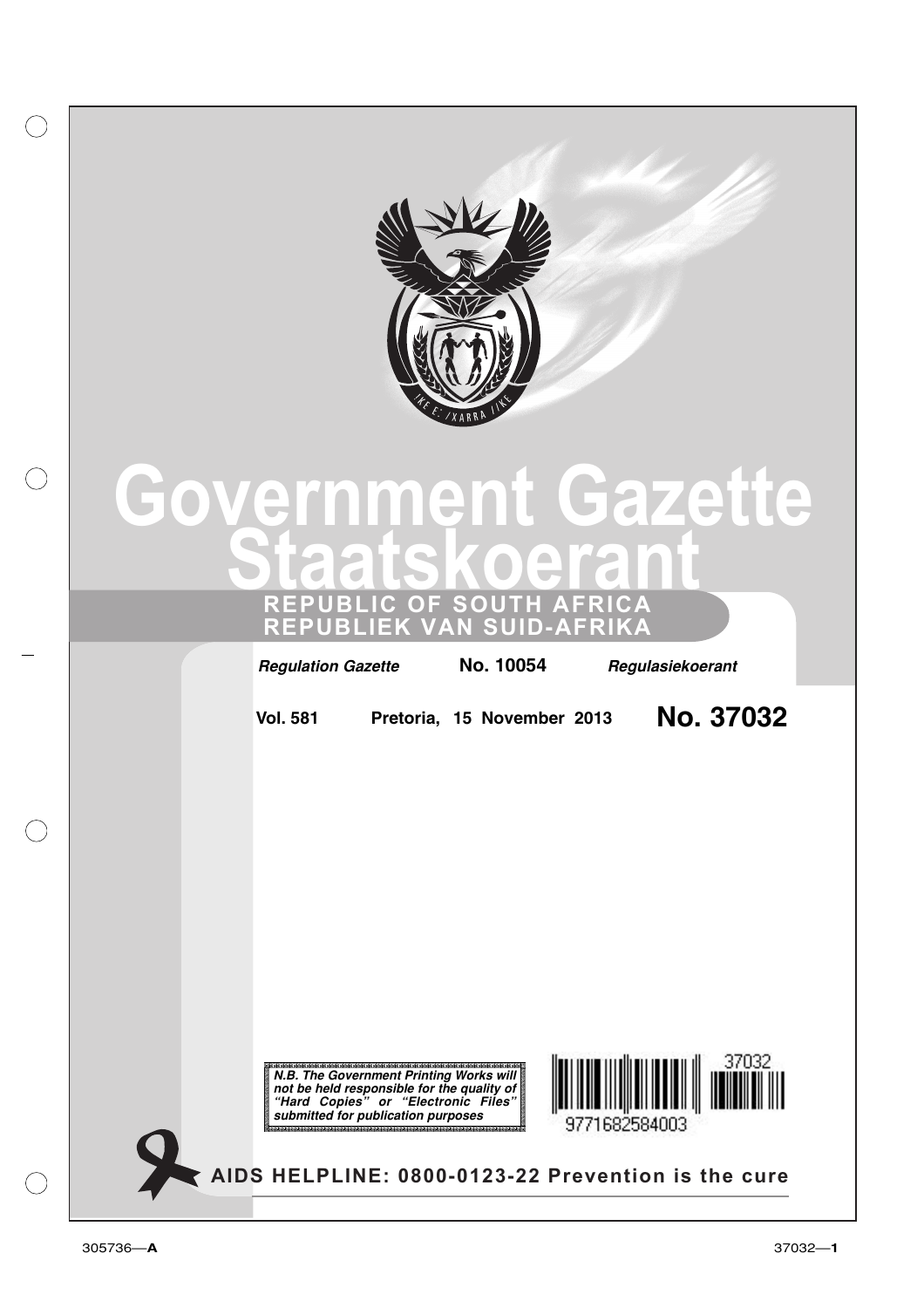# Government Gazette
# Staatskoerant

**REPUBLIC OF SOUTH AFRICA**
**REPUBLIEK VAN SUID-AFRIKA**

*Regulation Gazette* **No. 10054** *Regulasiekoerant*

**Vol. 581** **Pretoria, 15 November 2013** **No. 37032**

***N.B. The Government Printing Works will not be held responsible for the quality of "Hard Copies" or "Electronic Files" submitted for publication purposes***

9771682584003 37032

**AIDS HELPLINE: 0800-0123-22 Prevention is the cure**

305736—**A**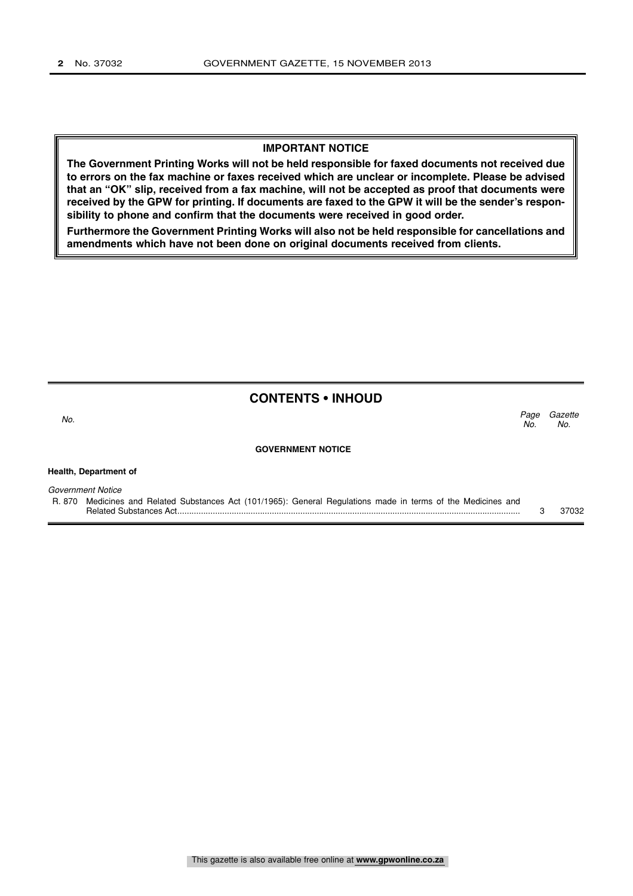**IMPORTANT NOTICE**

**The Government Printing Works will not be held responsible for faxed documents not received due to errors on the fax machine or faxes received which are unclear or incomplete. Please be advised that an "OK" slip, received from a fax machine, will not be accepted as proof that documents were received by the GPW for printing. If documents are faxed to the GPW it will be the sender's responsibility to phone and confirm that the documents were received in good order.**

**Furthermore the Government Printing Works will also not be held responsible for cancellations and amendments which have not been done on original documents received from clients.**

## CONTENTS • INHOUD

| *No.* | | *Page No.* | *Gazette No.* |
|---|---|---|---|
| | **GOVERNMENT NOTICE** | | |
| **Health, Department of** | | | |
| *Government Notice* | | | |
| R. 870 | Medicines and Related Substances Act (101/1965): General Regulations made in terms of the Medicines and Related Substances Act | 3 | 37032 |

This gazette is also available free online at **www.gpwonline.co.za**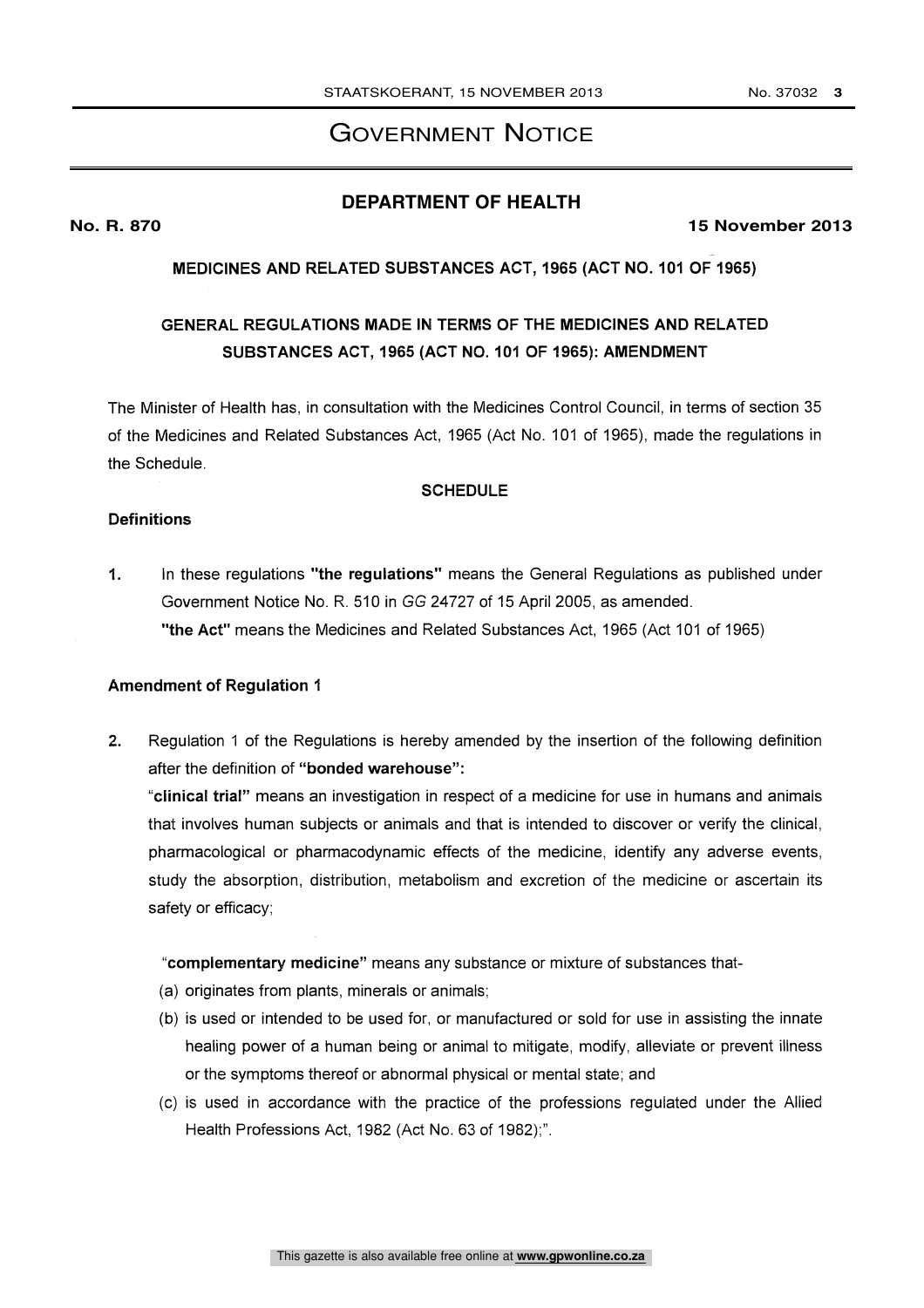# Government Notice

## DEPARTMENT OF HEALTH

**No. R. 870** **15 November 2013**

### MEDICINES AND RELATED SUBSTANCES ACT, 1965 (ACT NO. 101 OF 1965)

### GENERAL REGULATIONS MADE IN TERMS OF THE MEDICINES AND RELATED SUBSTANCES ACT, 1965 (ACT NO. 101 OF 1965): AMENDMENT

The Minister of Health has, in consultation with the Medicines Control Council, in terms of section 35 of the Medicines and Related Substances Act, 1965 (Act No. 101 of 1965), made the regulations in the Schedule.

**SCHEDULE**

**Definitions**

1. In these regulations **"the regulations"** means the General Regulations as published under Government Notice No. R. 510 in *GG* 24727 of 15 April 2005, as amended.
   **"the Act"** means the Medicines and Related Substances Act, 1965 (Act 101 of 1965)

**Amendment of Regulation 1**

2. Regulation 1 of the Regulations is hereby amended by the insertion of the following definition after the definition of **"bonded warehouse":**
   "**clinical trial"** means an investigation in respect of a medicine for use in humans and animals that involves human subjects or animals and that is intended to discover or verify the clinical, pharmacological or pharmacodynamic effects of the medicine, identify any adverse events, study the absorption, distribution, metabolism and excretion of the medicine or ascertain its safety or efficacy;

   "**complementary medicine"** means any substance or mixture of substances that-

   (a) originates from plants, minerals or animals;
   (b) is used or intended to be used for, or manufactured or sold for use in assisting the innate healing power of a human being or animal to mitigate, modify, alleviate or prevent illness or the symptoms thereof or abnormal physical or mental state; and
   (c) is used in accordance with the practice of the professions regulated under the Allied Health Professions Act, 1982 (Act No. 63 of 1982);".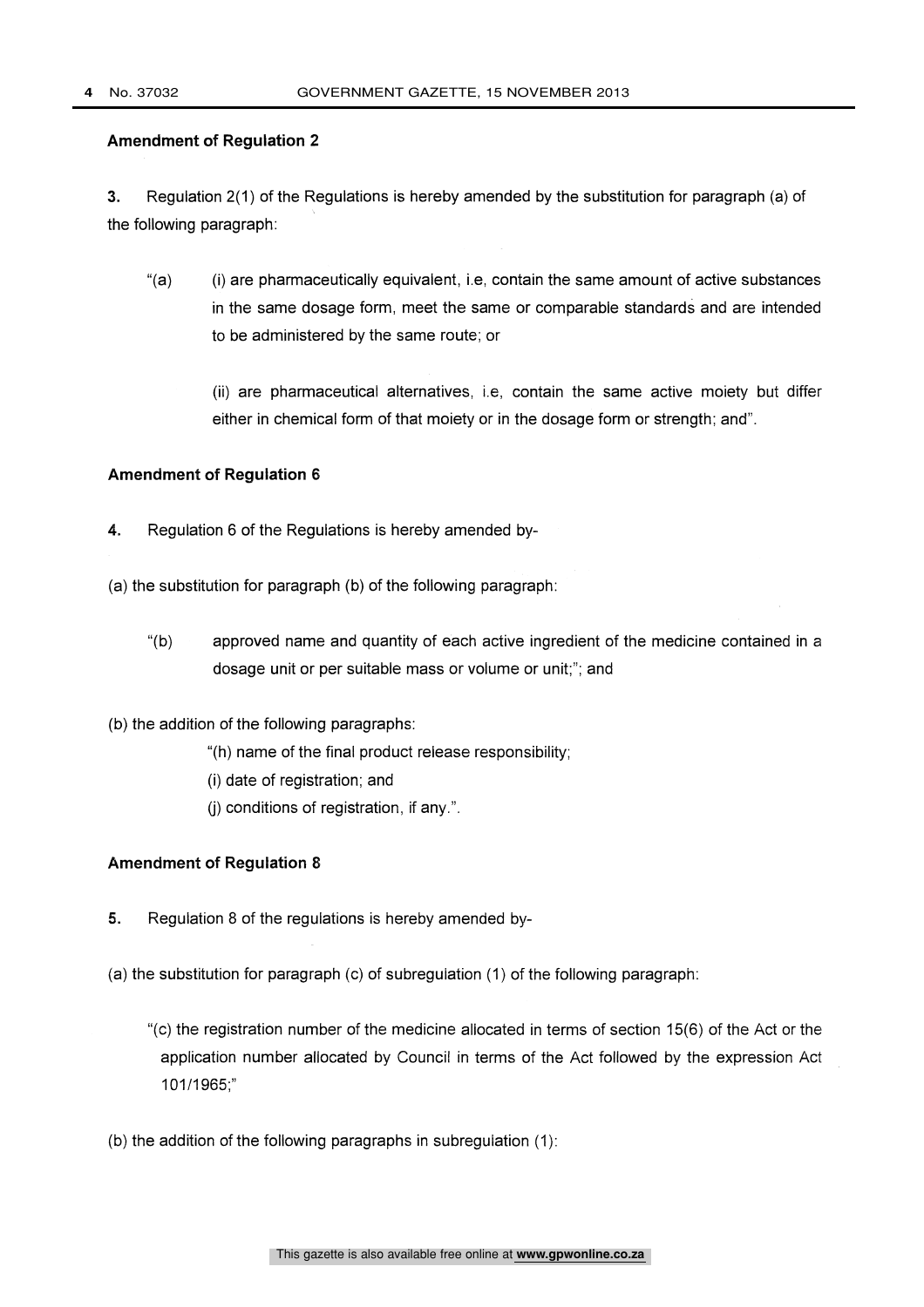### Amendment of Regulation 2

**3.** Regulation 2(1) of the Regulations is hereby amended by the substitution for paragraph (a) of the following paragraph:

"(a) (i) are pharmaceutically equivalent, i.e, contain the same amount of active substances in the same dosage form, meet the same or comparable standards and are intended to be administered by the same route; or

(ii) are pharmaceutical alternatives, i.e, contain the same active moiety but differ either in chemical form of that moiety or in the dosage form or strength; and".

### Amendment of Regulation 6

**4.** Regulation 6 of the Regulations is hereby amended by-

(a) the substitution for paragraph (b) of the following paragraph:

"(b) approved name and quantity of each active ingredient of the medicine contained in a dosage unit or per suitable mass or volume or unit;"; and

(b) the addition of the following paragraphs:

"(h) name of the final product release responsibility;
(i) date of registration; and
(j) conditions of registration, if any.".

### Amendment of Regulation 8

**5.** Regulation 8 of the regulations is hereby amended by-

(a) the substitution for paragraph (c) of subregulation (1) of the following paragraph:

"(c) the registration number of the medicine allocated in terms of section 15(6) of the Act or the application number allocated by Council in terms of the Act followed by the expression Act 101/1965;"

(b) the addition of the following paragraphs in subregulation (1):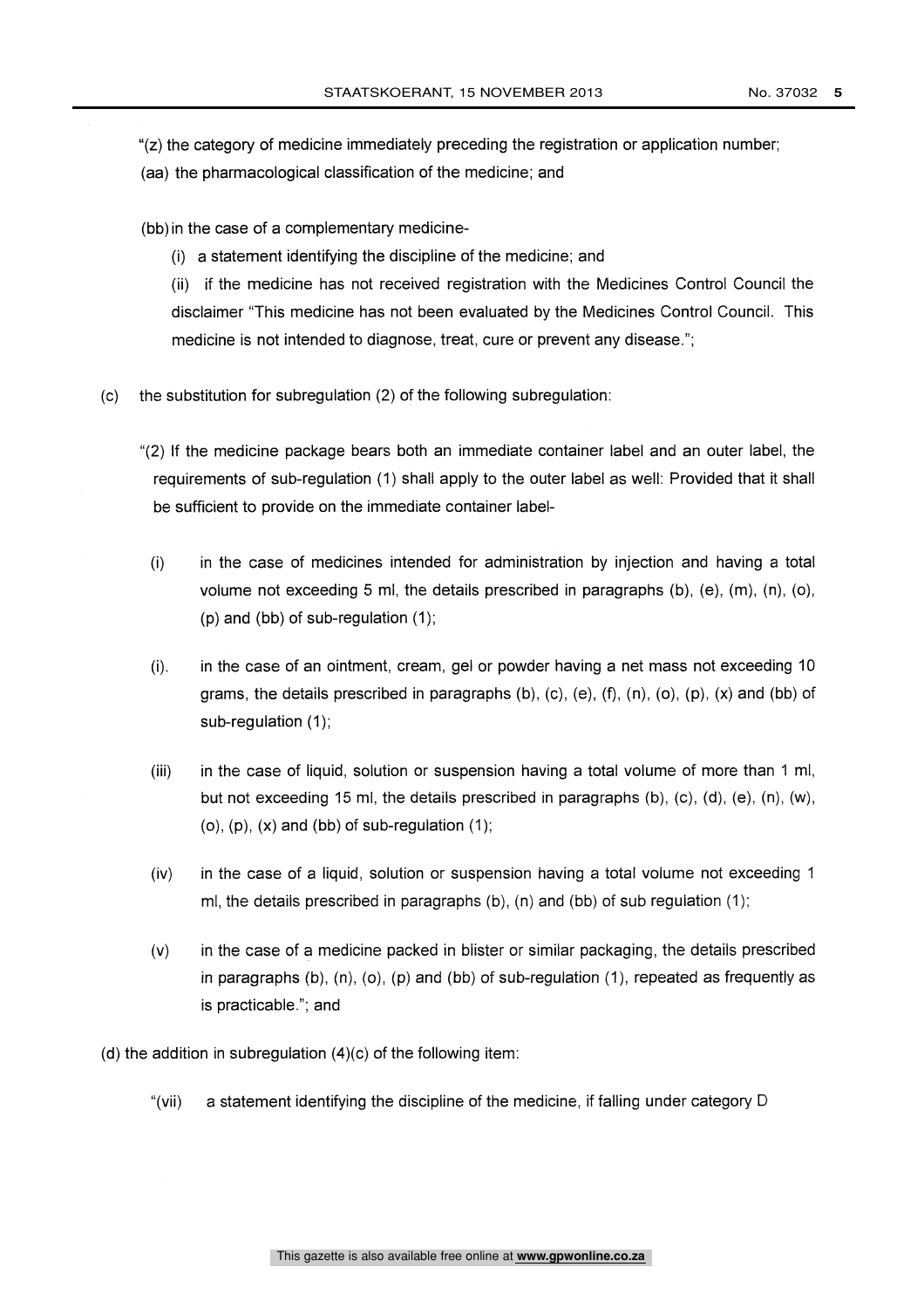"(z) the category of medicine immediately preceding the registration or application number;

(aa) the pharmacological classification of the medicine; and

(bb) in the case of a complementary medicine-

(i) a statement identifying the discipline of the medicine; and

(ii) if the medicine has not received registration with the Medicines Control Council the disclaimer "This medicine has not been evaluated by the Medicines Control Council. This medicine is not intended to diagnose, treat, cure or prevent any disease.";

(c) the substitution for subregulation (2) of the following subregulation:

"(2) If the medicine package bears both an immediate container label and an outer label, the requirements of sub-regulation (1) shall apply to the outer label as well: Provided that it shall be sufficient to provide on the immediate container label-

(i) in the case of medicines intended for administration by injection and having a total volume not exceeding 5 ml, the details prescribed in paragraphs (b), (e), (m), (n), (o), (p) and (bb) of sub-regulation (1);

(i). in the case of an ointment, cream, gel or powder having a net mass not exceeding 10 grams, the details prescribed in paragraphs (b), (c), (e), (f), (n), (o), (p), (x) and (bb) of sub-regulation (1);

(iii) in the case of liquid, solution or suspension having a total volume of more than 1 ml, but not exceeding 15 ml, the details prescribed in paragraphs (b), (c), (d), (e), (n), (w), (o), (p), (x) and (bb) of sub-regulation (1);

(iv) in the case of a liquid, solution or suspension having a total volume not exceeding 1 ml, the details prescribed in paragraphs (b), (n) and (bb) of sub regulation (1);

(v) in the case of a medicine packed in blister or similar packaging, the details prescribed in paragraphs (b), (n), (o), (p) and (bb) of sub-regulation (1), repeated as frequently as is practicable."; and

(d) the addition in subregulation (4)(c) of the following item:

"(vii) a statement identifying the discipline of the medicine, if falling under category D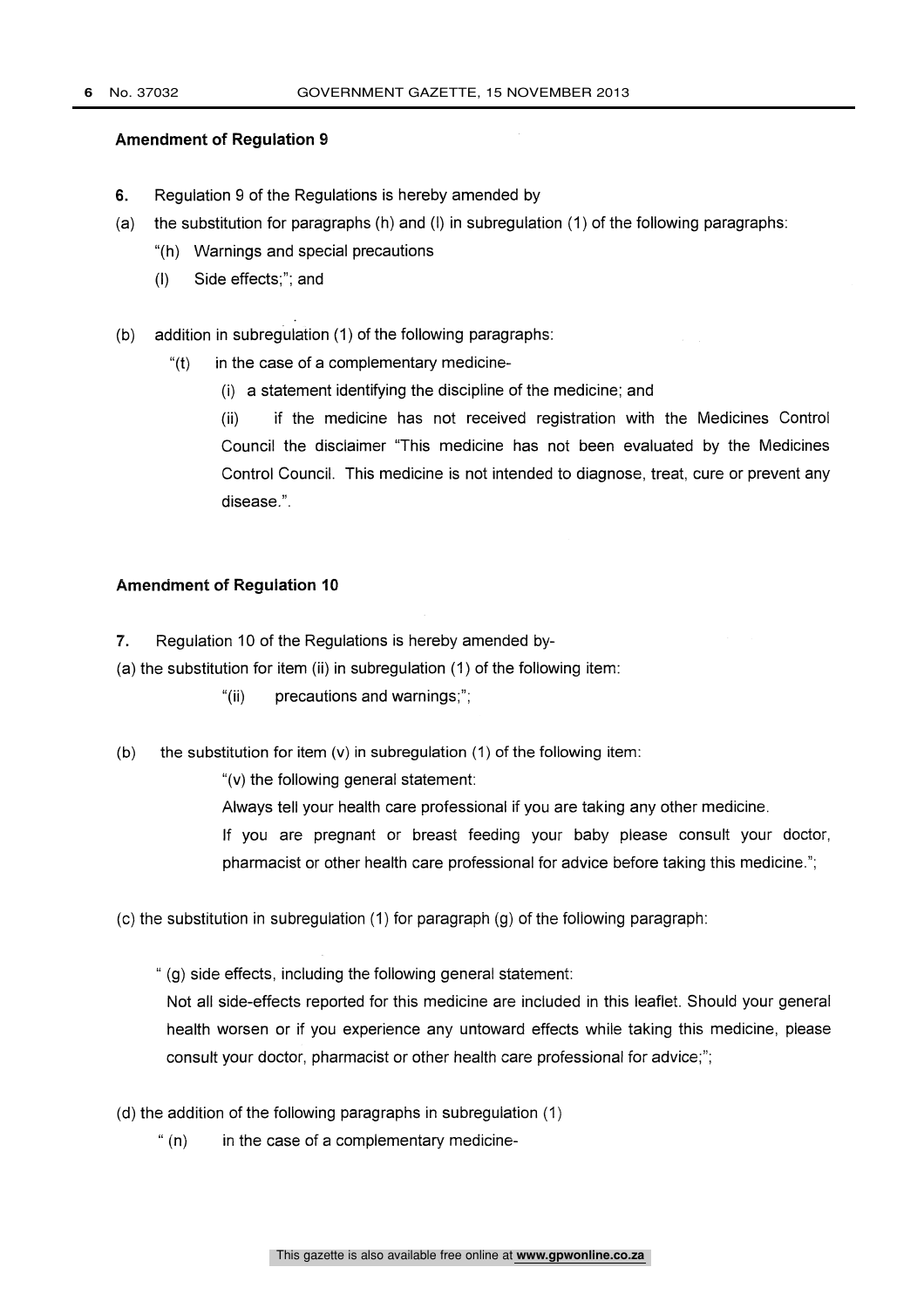**Amendment of Regulation 9**

**6.** Regulation 9 of the Regulations is hereby amended by

(a) the substitution for paragraphs (h) and (l) in subregulation (1) of the following paragraphs:

"(h) Warnings and special precautions

(l) Side effects;"; and

(b) addition in subregulation (1) of the following paragraphs:

"(t) in the case of a complementary medicine-

(i) a statement identifying the discipline of the medicine; and

(ii) if the medicine has not received registration with the Medicines Control Council the disclaimer "This medicine has not been evaluated by the Medicines Control Council. This medicine is not intended to diagnose, treat, cure or prevent any disease.".

**Amendment of Regulation 10**

**7.** Regulation 10 of the Regulations is hereby amended by-

(a) the substitution for item (ii) in subregulation (1) of the following item:

"(ii) precautions and warnings;";

(b) the substitution for item (v) in subregulation (1) of the following item:

"(v) the following general statement:

Always tell your health care professional if you are taking any other medicine.

If you are pregnant or breast feeding your baby please consult your doctor, pharmacist or other health care professional for advice before taking this medicine.";

(c) the substitution in subregulation (1) for paragraph (g) of the following paragraph:

" (g) side effects, including the following general statement:

Not all side-effects reported for this medicine are included in this leaflet. Should your general health worsen or if you experience any untoward effects while taking this medicine, please consult your doctor, pharmacist or other health care professional for advice;";

(d) the addition of the following paragraphs in subregulation (1)

" (n) in the case of a complementary medicine-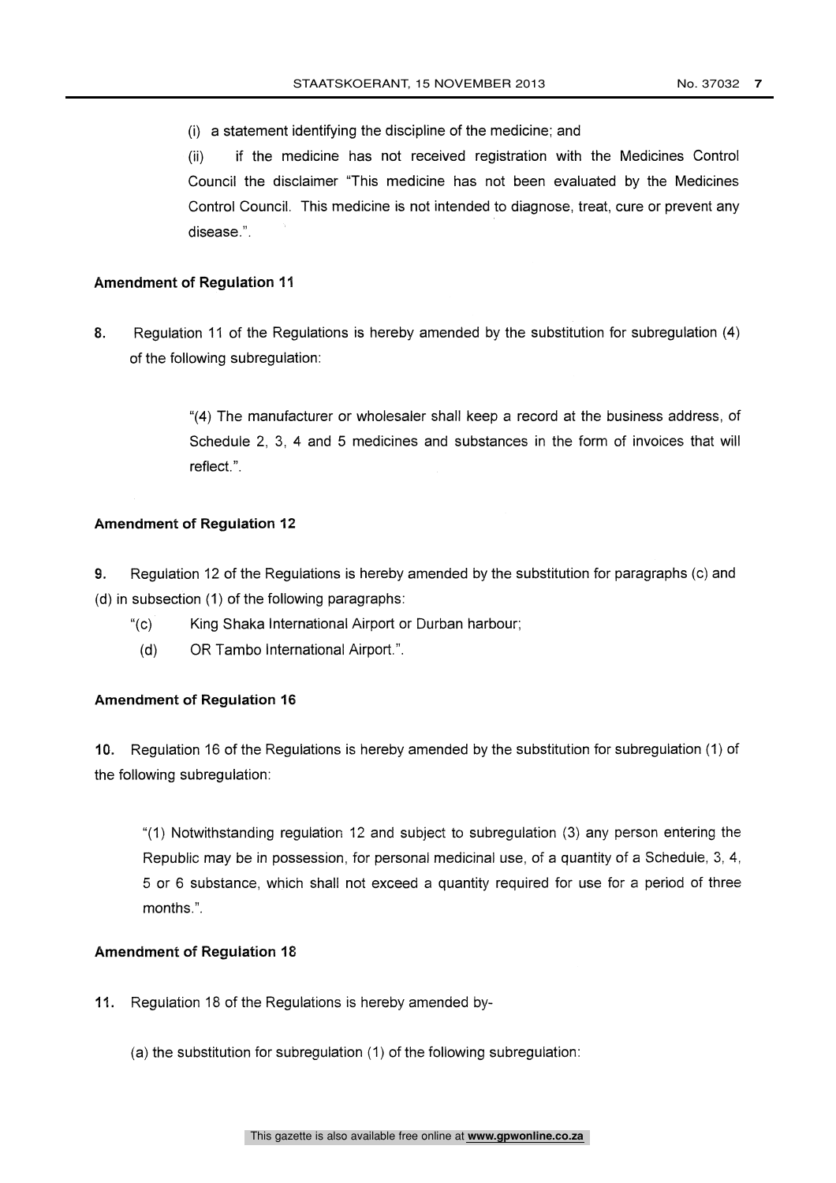(i) a statement identifying the discipline of the medicine; and

(ii) if the medicine has not received registration with the Medicines Control Council the disclaimer "This medicine has not been evaluated by the Medicines Control Council. This medicine is not intended to diagnose, treat, cure or prevent any disease.".

**Amendment of Regulation 11**

**8.** Regulation 11 of the Regulations is hereby amended by the substitution for subregulation (4) of the following subregulation:

> "(4) The manufacturer or wholesaler shall keep a record at the business address, of Schedule 2, 3, 4 and 5 medicines and substances in the form of invoices that will reflect.".

**Amendment of Regulation 12**

**9.** Regulation 12 of the Regulations is hereby amended by the substitution for paragraphs (c) and (d) in subsection (1) of the following paragraphs:

"(c) King Shaka International Airport or Durban harbour;

(d) OR Tambo International Airport.".

**Amendment of Regulation 16**

**10.** Regulation 16 of the Regulations is hereby amended by the substitution for subregulation (1) of the following subregulation:

> "(1) Notwithstanding regulation 12 and subject to subregulation (3) any person entering the Republic may be in possession, for personal medicinal use, of a quantity of a Schedule, 3, 4, 5 or 6 substance, which shall not exceed a quantity required for use for a period of three months.".

**Amendment of Regulation 18**

**11.** Regulation 18 of the Regulations is hereby amended by-

(a) the substitution for subregulation (1) of the following subregulation: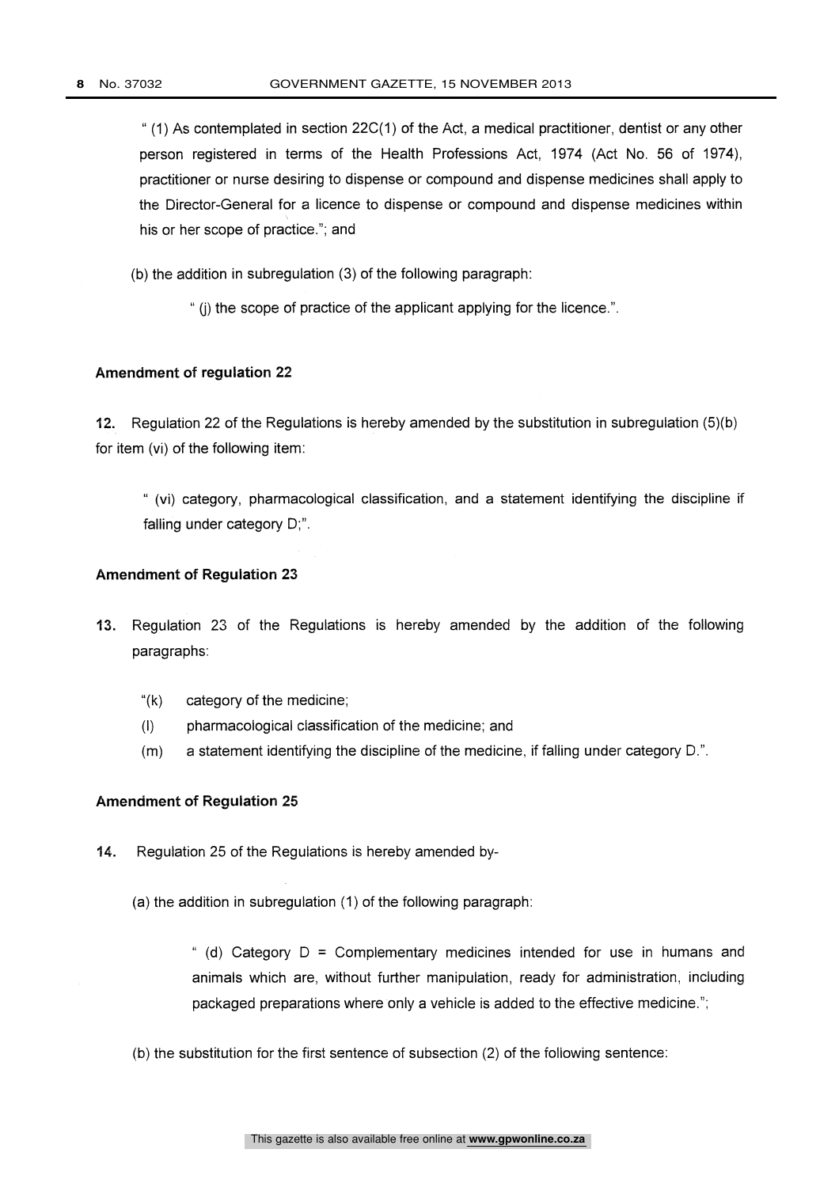" (1) As contemplated in section 22C(1) of the Act, a medical practitioner, dentist or any other person registered in terms of the Health Professions Act, 1974 (Act No. 56 of 1974), practitioner or nurse desiring to dispense or compound and dispense medicines shall apply to the Director-General for a licence to dispense or compound and dispense medicines within his or her scope of practice."; and

(b) the addition in subregulation (3) of the following paragraph:

" (j) the scope of practice of the applicant applying for the licence.".

**Amendment of regulation 22**

**12.** Regulation 22 of the Regulations is hereby amended by the substitution in subregulation (5)(b) for item (vi) of the following item:

" (vi) category, pharmacological classification, and a statement identifying the discipline if falling under category D;".

**Amendment of Regulation 23**

**13.** Regulation 23 of the Regulations is hereby amended by the addition of the following paragraphs:

"(k) category of the medicine;

(l) pharmacological classification of the medicine; and

(m) a statement identifying the discipline of the medicine, if falling under category D.".

**Amendment of Regulation 25**

**14.** Regulation 25 of the Regulations is hereby amended by-

(a) the addition in subregulation (1) of the following paragraph:

" (d) Category D = Complementary medicines intended for use in humans and animals which are, without further manipulation, ready for administration, including packaged preparations where only a vehicle is added to the effective medicine.";

(b) the substitution for the first sentence of subsection (2) of the following sentence: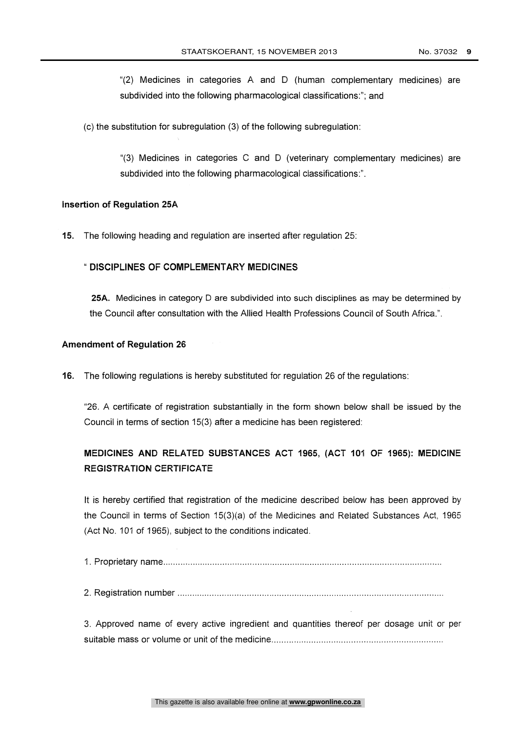"(2) Medicines in categories A and D (human complementary medicines) are subdivided into the following pharmacological classifications:"; and

(c) the substitution for subregulation (3) of the following subregulation:

"(3) Medicines in categories C and D (veterinary complementary medicines) are subdivided into the following pharmacological classifications:".

**Insertion of Regulation 25A**

**15.** The following heading and regulation are inserted after regulation 25:

" **DISCIPLINES OF COMPLEMENTARY MEDICINES**

**25A.** Medicines in category D are subdivided into such disciplines as may be determined by the Council after consultation with the Allied Health Professions Council of South Africa.".

**Amendment of Regulation 26**

**16.** The following regulations is hereby substituted for regulation 26 of the regulations:

"26. A certificate of registration substantially in the form shown below shall be issued by the Council in terms of section 15(3) after a medicine has been registered:

**MEDICINES AND RELATED SUBSTANCES ACT 1965, (ACT 101 OF 1965): MEDICINE REGISTRATION CERTIFICATE**

It is hereby certified that registration of the medicine described below has been approved by the Council in terms of Section 15(3)(a) of the Medicines and Related Substances Act, 1965 (Act No. 101 of 1965), subject to the conditions indicated.

1. Proprietary name..............................................................................................................

2. Registration number .........................................................................................................

3. Approved name of every active ingredient and quantities thereof per dosage unit or per suitable mass or volume or unit of the medicine....................................................................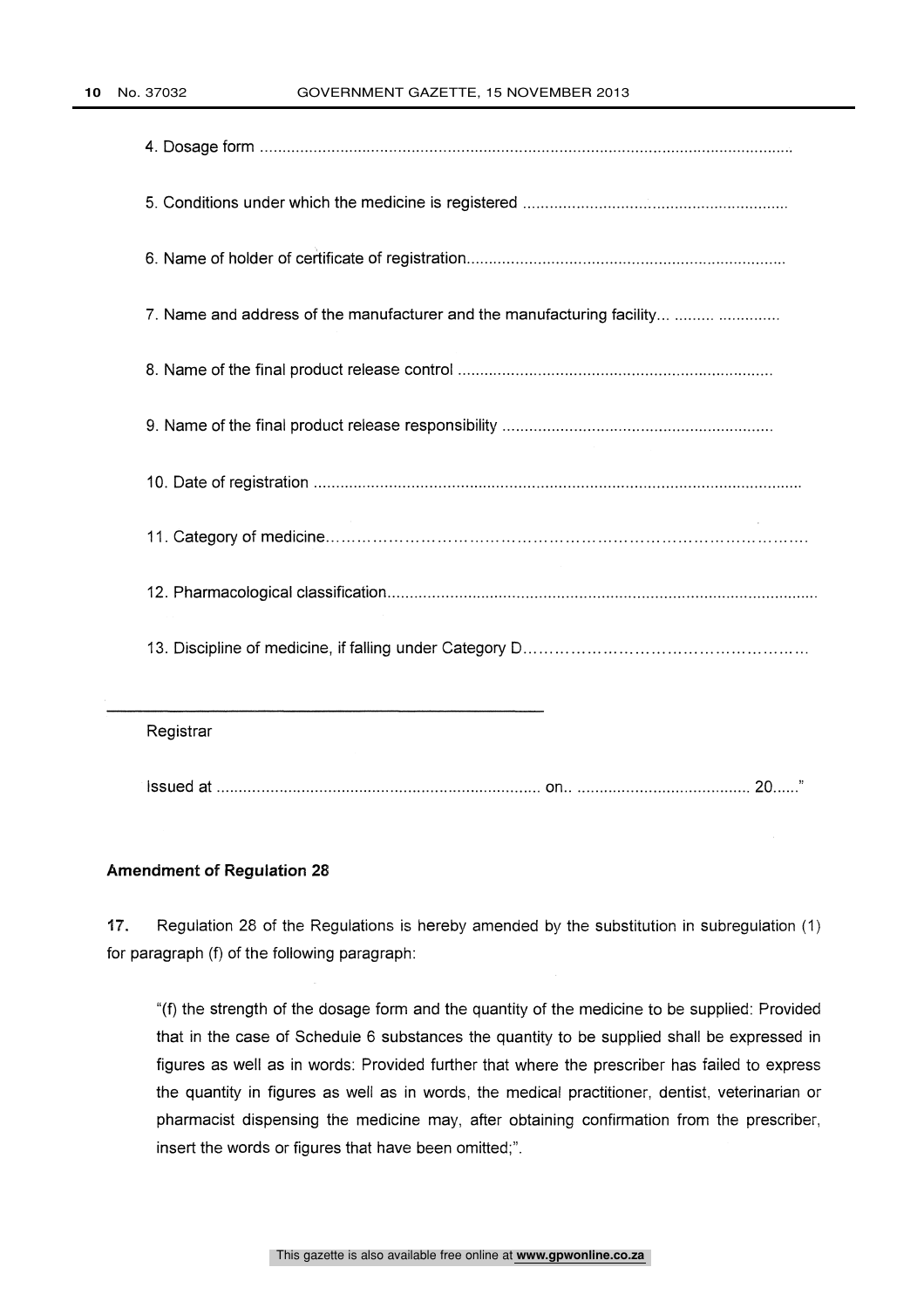4. Dosage form ..........................................................................................................................

5. Conditions under which the medicine is registered ............................................................

6. Name of holder of certificate of registration........................................................................

7. Name and address of the manufacturer and the manufacturing facility... ......... ..............

8. Name of the final product release control .......................................................................

9. Name of the final product release responsibility .............................................................

10. Date of registration ..............................................................................................................

11. Category of medicine.........................................................................................................

12. Pharmacological classification...............................................................................................

13. Discipline of medicine, if falling under Category D..................................................

\_\_\_\_\_\_\_\_\_\_\_\_\_\_\_\_\_\_\_\_\_\_\_\_\_\_\_\_\_\_\_\_\_\_\_\_\_\_\_\_\_\_\_\_

Registrar

Issued at ........................................................................ on.. ....................................... 20......"

**Amendment of Regulation 28**

**17.** Regulation 28 of the Regulations is hereby amended by the substitution in subregulation (1) for paragraph (f) of the following paragraph:

"(f) the strength of the dosage form and the quantity of the medicine to be supplied: Provided that in the case of Schedule 6 substances the quantity to be supplied shall be expressed in figures as well as in words: Provided further that where the prescriber has failed to express the quantity in figures as well as in words, the medical practitioner, dentist, veterinarian or pharmacist dispensing the medicine may, after obtaining confirmation from the prescriber, insert the words or figures that have been omitted;".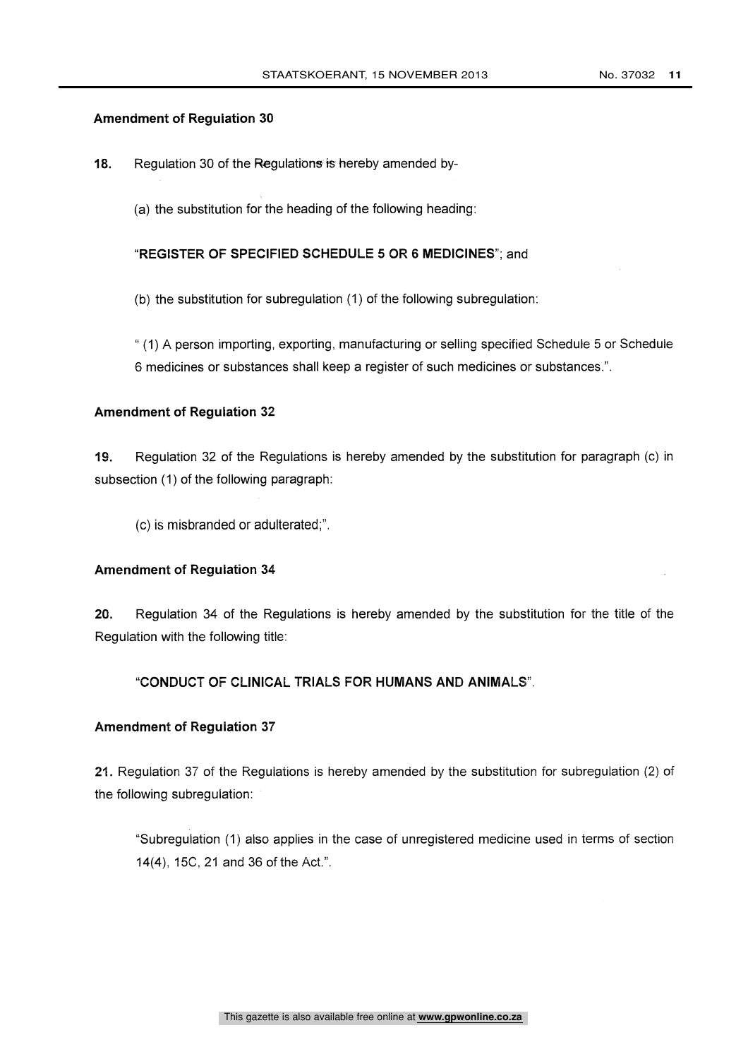**Amendment of Regulation 30**

**18.** Regulation 30 of the Regulations is hereby amended by-

(a) the substitution for the heading of the following heading:

"**REGISTER OF SPECIFIED SCHEDULE 5 OR 6 MEDICINES**"; and

(b) the substitution for subregulation (1) of the following subregulation:

" (1) A person importing, exporting, manufacturing or selling specified Schedule 5 or Schedule 6 medicines or substances shall keep a register of such medicines or substances.".

**Amendment of Regulation 32**

**19.** Regulation 32 of the Regulations is hereby amended by the substitution for paragraph (c) in subsection (1) of the following paragraph:

(c) is misbranded or adulterated;".

**Amendment of Regulation 34**

**20.** Regulation 34 of the Regulations is hereby amended by the substitution for the title of the Regulation with the following title:

"**CONDUCT OF CLINICAL TRIALS FOR HUMANS AND ANIMALS**".

**Amendment of Regulation 37**

**21.** Regulation 37 of the Regulations is hereby amended by the substitution for subregulation (2) of the following subregulation:

"Subregulation (1) also applies in the case of unregistered medicine used in terms of section 14(4), 15C, 21 and 36 of the Act.".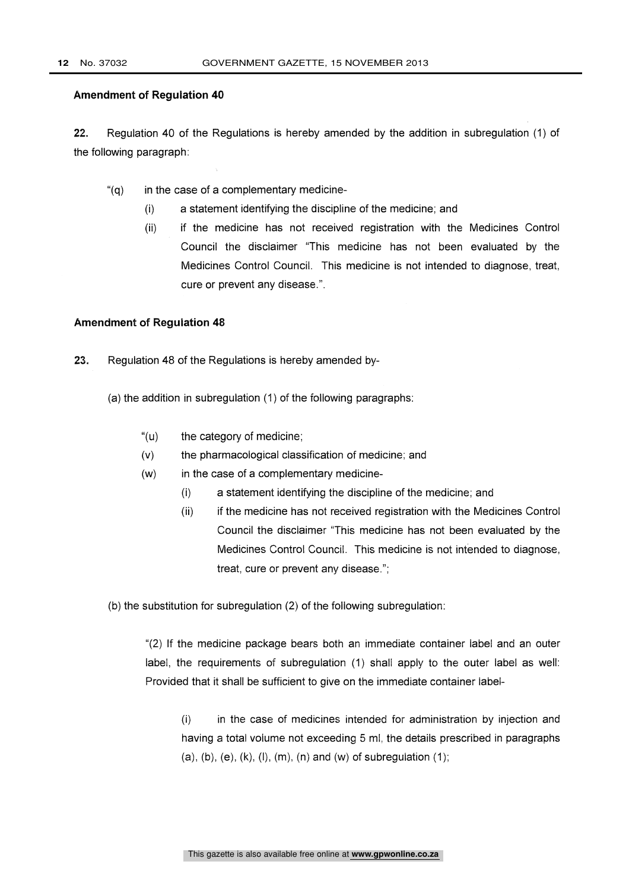**Amendment of Regulation 40**

**22.** Regulation 40 of the Regulations is hereby amended by the addition in subregulation (1) of the following paragraph:

"(q) in the case of a complementary medicine-

(i) a statement identifying the discipline of the medicine; and

(ii) if the medicine has not received registration with the Medicines Control Council the disclaimer "This medicine has not been evaluated by the Medicines Control Council. This medicine is not intended to diagnose, treat, cure or prevent any disease.".

**Amendment of Regulation 48**

**23.** Regulation 48 of the Regulations is hereby amended by-

(a) the addition in subregulation (1) of the following paragraphs:

"(u) the category of medicine;

(v) the pharmacological classification of medicine; and

(w) in the case of a complementary medicine-

(i) a statement identifying the discipline of the medicine; and

(ii) if the medicine has not received registration with the Medicines Control Council the disclaimer "This medicine has not been evaluated by the Medicines Control Council. This medicine is not intended to diagnose, treat, cure or prevent any disease.";

(b) the substitution for subregulation (2) of the following subregulation:

"(2) If the medicine package bears both an immediate container label and an outer label, the requirements of subregulation (1) shall apply to the outer label as well: Provided that it shall be sufficient to give on the immediate container label-

(i) in the case of medicines intended for administration by injection and having a total volume not exceeding 5 ml, the details prescribed in paragraphs (a), (b), (e), (k), (l), (m), (n) and (w) of subregulation (1);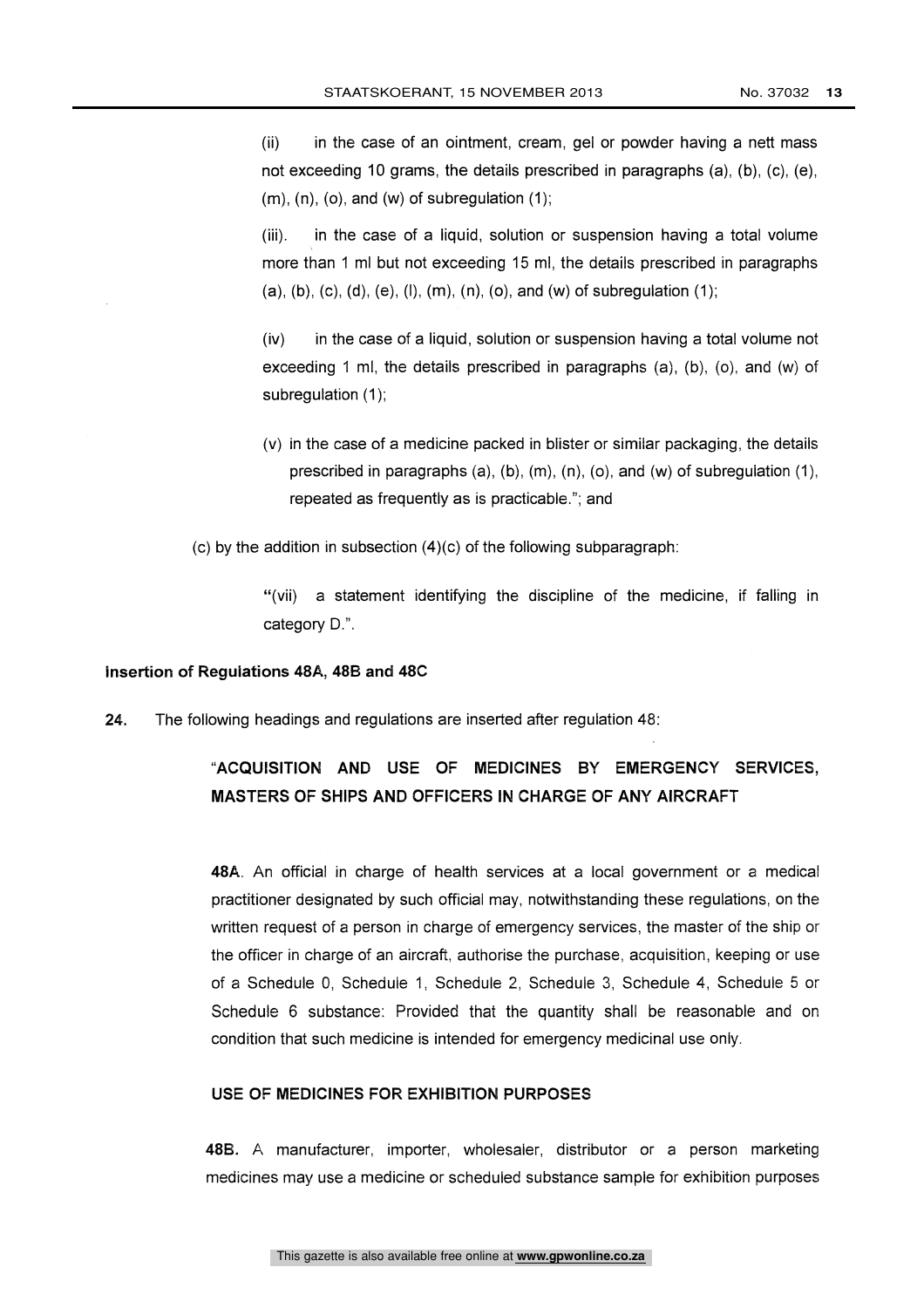(ii) in the case of an ointment, cream, gel or powder having a nett mass not exceeding 10 grams, the details prescribed in paragraphs (a), (b), (c), (e), (m), (n), (o), and (w) of subregulation (1);

(iii). in the case of a liquid, solution or suspension having a total volume more than 1 ml but not exceeding 15 ml, the details prescribed in paragraphs (a), (b), (c), (d), (e), (l), (m), (n), (o), and (w) of subregulation (1);

(iv) in the case of a liquid, solution or suspension having a total volume not exceeding 1 ml, the details prescribed in paragraphs (a), (b), (o), and (w) of subregulation (1);

(v) in the case of a medicine packed in blister or similar packaging, the details prescribed in paragraphs (a), (b), (m), (n), (o), and (w) of subregulation (1), repeated as frequently as is practicable."; and

(c) by the addition in subsection (4)(c) of the following subparagraph:

"(vii) a statement identifying the discipline of the medicine, if falling in category D.".

**Insertion of Regulations 48A, 48B and 48C**

**24.** The following headings and regulations are inserted after regulation 48:

**"ACQUISITION AND USE OF MEDICINES BY EMERGENCY SERVICES, MASTERS OF SHIPS AND OFFICERS IN CHARGE OF ANY AIRCRAFT**

**48A**. An official in charge of health services at a local government or a medical practitioner designated by such official may, notwithstanding these regulations, on the written request of a person in charge of emergency services, the master of the ship or the officer in charge of an aircraft, authorise the purchase, acquisition, keeping or use of a Schedule 0, Schedule 1, Schedule 2, Schedule 3, Schedule 4, Schedule 5 or Schedule 6 substance: Provided that the quantity shall be reasonable and on condition that such medicine is intended for emergency medicinal use only.

**USE OF MEDICINES FOR EXHIBITION PURPOSES**

**48B.** A manufacturer, importer, wholesaler, distributor or a person marketing medicines may use a medicine or scheduled substance sample for exhibition purposes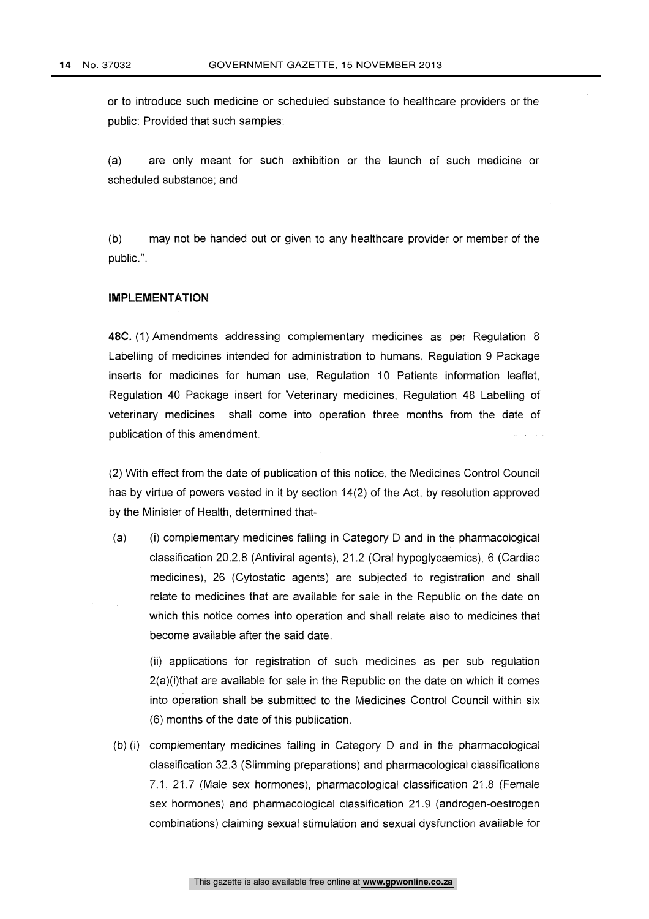or to introduce such medicine or scheduled substance to healthcare providers or the public: Provided that such samples:

(a) are only meant for such exhibition or the launch of such medicine or scheduled substance; and

(b) may not be handed out or given to any healthcare provider or member of the public.".

**IMPLEMENTATION**

**48C.** (1) Amendments addressing complementary medicines as per Regulation 8 Labelling of medicines intended for administration to humans, Regulation 9 Package inserts for medicines for human use, Regulation 10 Patients information leaflet, Regulation 40 Package insert for Veterinary medicines, Regulation 48 Labelling of veterinary medicines shall come into operation three months from the date of publication of this amendment.

(2) With effect from the date of publication of this notice, the Medicines Control Council has by virtue of powers vested in it by section 14(2) of the Act, by resolution approved by the Minister of Health, determined that-

(a) (i) complementary medicines falling in Category D and in the pharmacological classification 20.2.8 (Antiviral agents), 21.2 (Oral hypoglycaemics), 6 (Cardiac medicines), 26 (Cytostatic agents) are subjected to registration and shall relate to medicines that are available for sale in the Republic on the date on which this notice comes into operation and shall relate also to medicines that become available after the said date.

(ii) applications for registration of such medicines as per sub regulation 2(a)(i)that are available for sale in the Republic on the date on which it comes into operation shall be submitted to the Medicines Control Council within six (6) months of the date of this publication.

(b) (i) complementary medicines falling in Category D and in the pharmacological classification 32.3 (Slimming preparations) and pharmacological classifications 7.1, 21.7 (Male sex hormones), pharmacological classification 21.8 (Female sex hormones) and pharmacological classification 21.9 (androgen-oestrogen combinations) claiming sexual stimulation and sexual dysfunction available for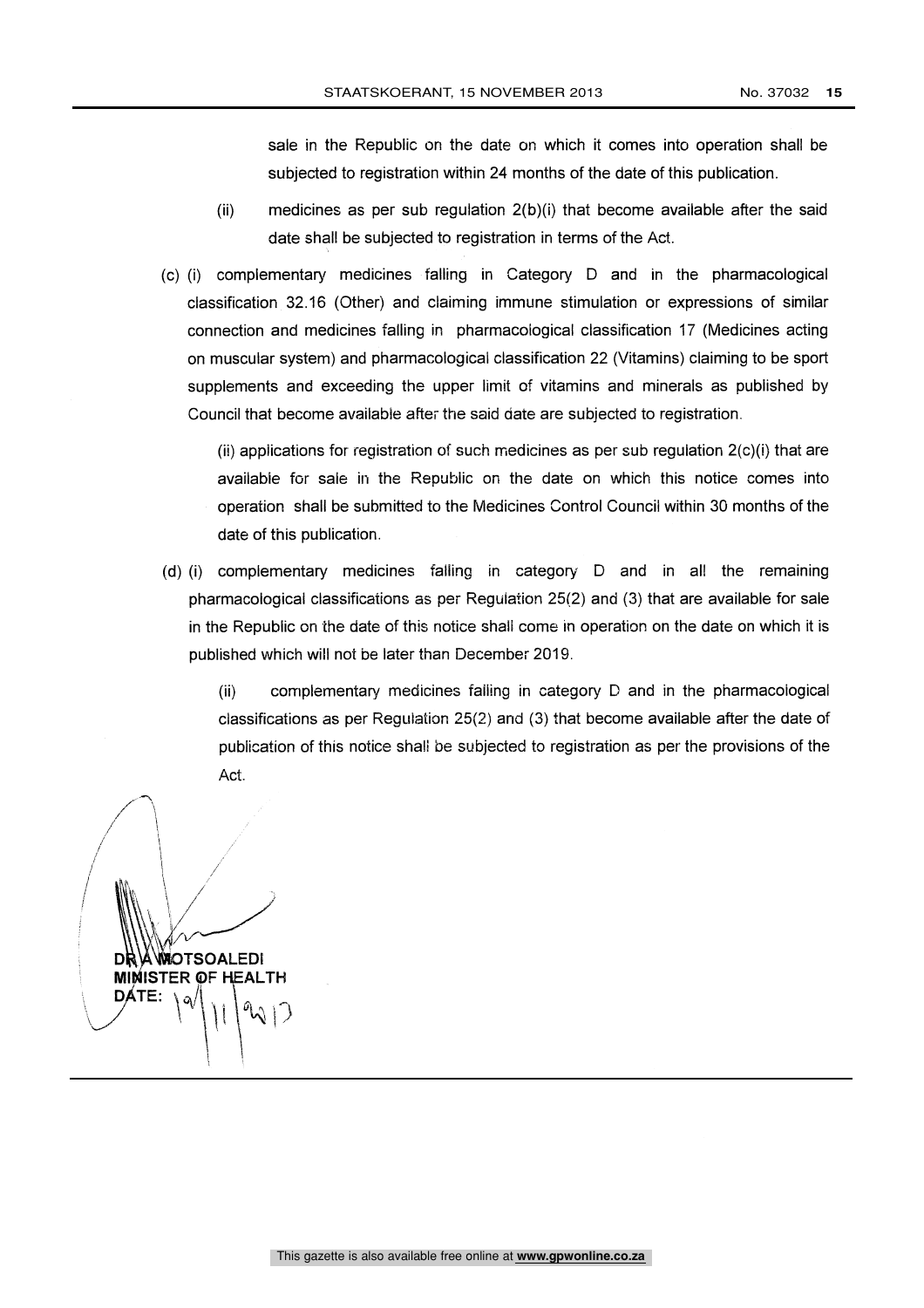sale in the Republic on the date on which it comes into operation shall be subjected to registration within 24 months of the date of this publication.

(ii) medicines as per sub regulation 2(b)(i) that become available after the said date shall be subjected to registration in terms of the Act.

(c) (i) complementary medicines falling in Category D and in the pharmacological classification 32.16 (Other) and claiming immune stimulation or expressions of similar connection and medicines falling in pharmacological classification 17 (Medicines acting on muscular system) and pharmacological classification 22 (Vitamins) claiming to be sport supplements and exceeding the upper limit of vitamins and minerals as published by Council that become available after the said date are subjected to registration.

(ii) applications for registration of such medicines as per sub regulation 2(c)(i) that are available for sale in the Republic on the date on which this notice comes into operation shall be submitted to the Medicines Control Council within 30 months of the date of this publication.

(d) (i) complementary medicines falling in category D and in all the remaining pharmacological classifications as per Regulation 25(2) and (3) that are available for sale in the Republic on the date of this notice shall come in operation on the date on which it is published which will not be later than December 2019.

(ii) complementary medicines falling in category D and in the pharmacological classifications as per Regulation 25(2) and (3) that become available after the date of publication of this notice shall be subjected to registration as per the provisions of the Act.

**DR A MOTSOALEDI**
**MINISTER OF HEALTH**
**DATE:** 19/11/2013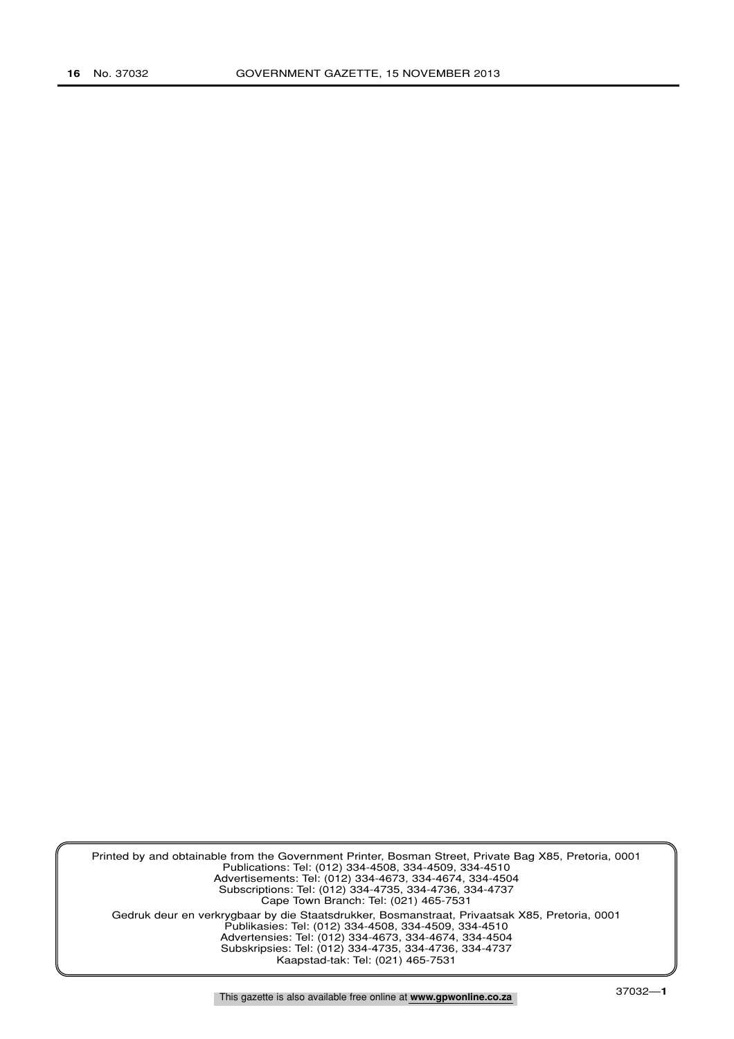Printed by and obtainable from the Government Printer, Bosman Street, Private Bag X85, Pretoria, 0001
Publications: Tel: (012) 334-4508, 334-4509, 334-4510
Advertisements: Tel: (012) 334-4673, 334-4674, 334-4504
Subscriptions: Tel: (012) 334-4735, 334-4736, 334-4737
Cape Town Branch: Tel: (021) 465-7531

Gedruk deur en verkrygbaar by die Staatsdrukker, Bosmanstraat, Privaatsak X85, Pretoria, 0001
Publikasies: Tel: (012) 334-4508, 334-4509, 334-4510
Advertensies: Tel: (012) 334-4673, 334-4674, 334-4504
Subskripsies: Tel: (012) 334-4735, 334-4736, 334-4737
Kaapstad-tak: Tel: (021) 465-7531

This gazette is also available free online at **www.gpwonline.co.za**

37032—**1**